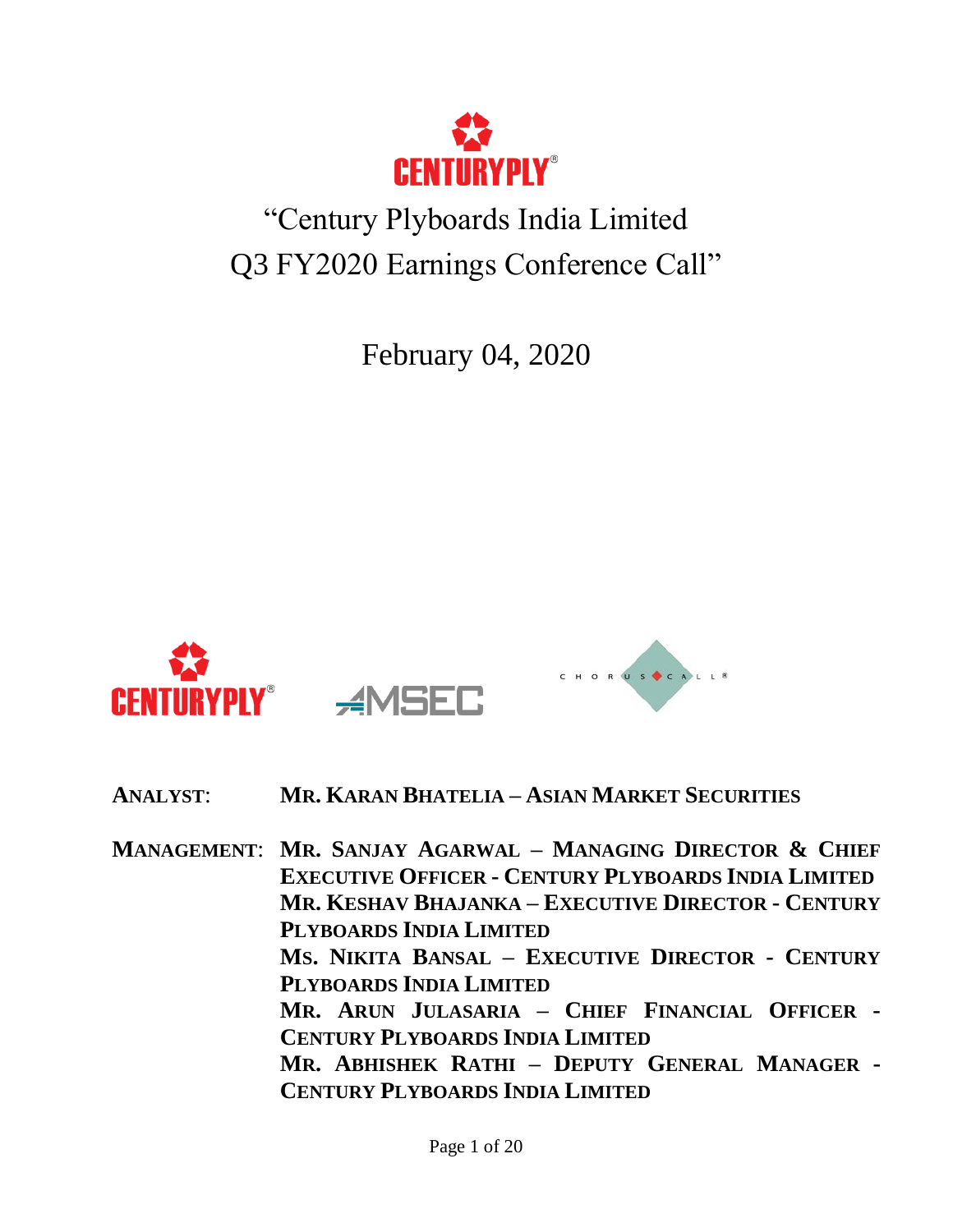# "Century Plyboards India Limited Q3 FY2020 Earnings Conference Call"

February 04, 2020

**ANALYST:** MR. KARAN BHATELIA – ASIAN MARKET SECURITIES

**MANAGEMENT:** MR. SANJAY AGARWAL – MANAGING DIRECTOR & CHIEF EXECUTIVE OFFICER - CENTURY PLYBOARDS INDIA LIMITED

MR. KESHAV BHAJANKA – EXECUTIVE DIRECTOR - CENTURY PLYBOARDS INDIA LIMITED

MS. NIKITA BANSAL – EXECUTIVE DIRECTOR - CENTURY PLYBOARDS INDIA LIMITED

MR. ARUN JULASARIA – CHIEF FINANCIAL OFFICER - CENTURY PLYBOARDS INDIA LIMITED

MR. ABHISHEK RATHI – DEPUTY GENERAL MANAGER - CENTURY PLYBOARDS INDIA LIMITED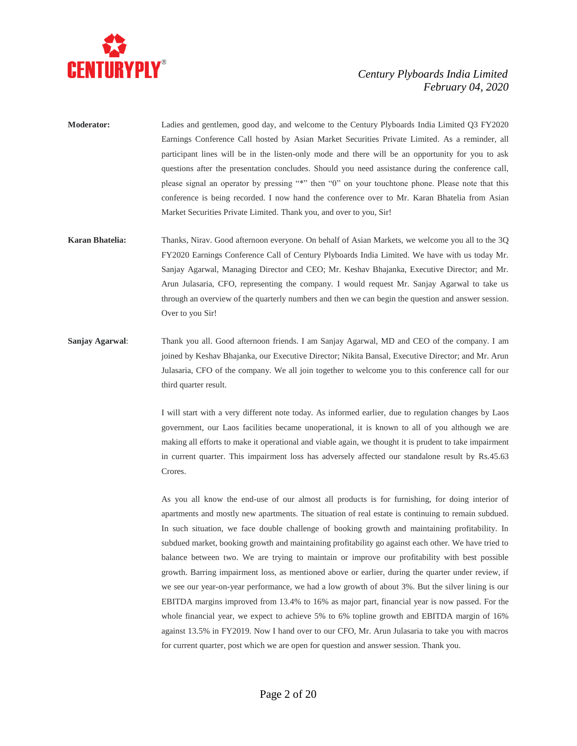**Moderator:** Ladies and gentlemen, good day, and welcome to the Century Plyboards India Limited Q3 FY2020 Earnings Conference Call hosted by Asian Market Securities Private Limited. As a reminder, all participant lines will be in the listen-only mode and there will be an opportunity for you to ask questions after the presentation concludes. Should you need assistance during the conference call, please signal an operator by pressing "*" then "0" on your touchtone phone. Please note that this conference is being recorded. I now hand the conference over to Mr. Karan Bhatelia from Asian Market Securities Private Limited. Thank you, and over to you, Sir!

**Karan Bhatelia:** Thanks, Nirav. Good afternoon everyone. On behalf of Asian Markets, we welcome you all to the 3Q FY2020 Earnings Conference Call of Century Plyboards India Limited. We have with us today Mr. Sanjay Agarwal, Managing Director and CEO; Mr. Keshav Bhajanka, Executive Director; and Mr. Arun Julasaria, CFO, representing the company. I would request Mr. Sanjay Agarwal to take us through an overview of the quarterly numbers and then we can begin the question and answer session. Over to you Sir!

**Sanjay Agarwal**: Thank you all. Good afternoon friends. I am Sanjay Agarwal, MD and CEO of the company. I am joined by Keshav Bhajanka, our Executive Director; Nikita Bansal, Executive Director; and Mr. Arun Julasaria, CFO of the company. We all join together to welcome you to this conference call for our third quarter result.

I will start with a very different note today. As informed earlier, due to regulation changes by Laos government, our Laos facilities became unoperational, it is known to all of you although we are making all efforts to make it operational and viable again, we thought it is prudent to take impairment in current quarter. This impairment loss has adversely affected our standalone result by Rs.45.63 Crores.

As you all know the end-use of our almost all products is for furnishing, for doing interior of apartments and mostly new apartments. The situation of real estate is continuing to remain subdued. In such situation, we face double challenge of booking growth and maintaining profitability. In subdued market, booking growth and maintaining profitability go against each other. We have tried to balance between two. We are trying to maintain or improve our profitability with best possible growth. Barring impairment loss, as mentioned above or earlier, during the quarter under review, if we see our year-on-year performance, we had a low growth of about 3%. But the silver lining is our EBITDA margins improved from 13.4% to 16% as major part, financial year is now passed. For the whole financial year, we expect to achieve 5% to 6% topline growth and EBITDA margin of 16% against 13.5% in FY2019. Now I hand over to our CFO, Mr. Arun Julasaria to take you with macros for current quarter, post which we are open for question and answer session. Thank you.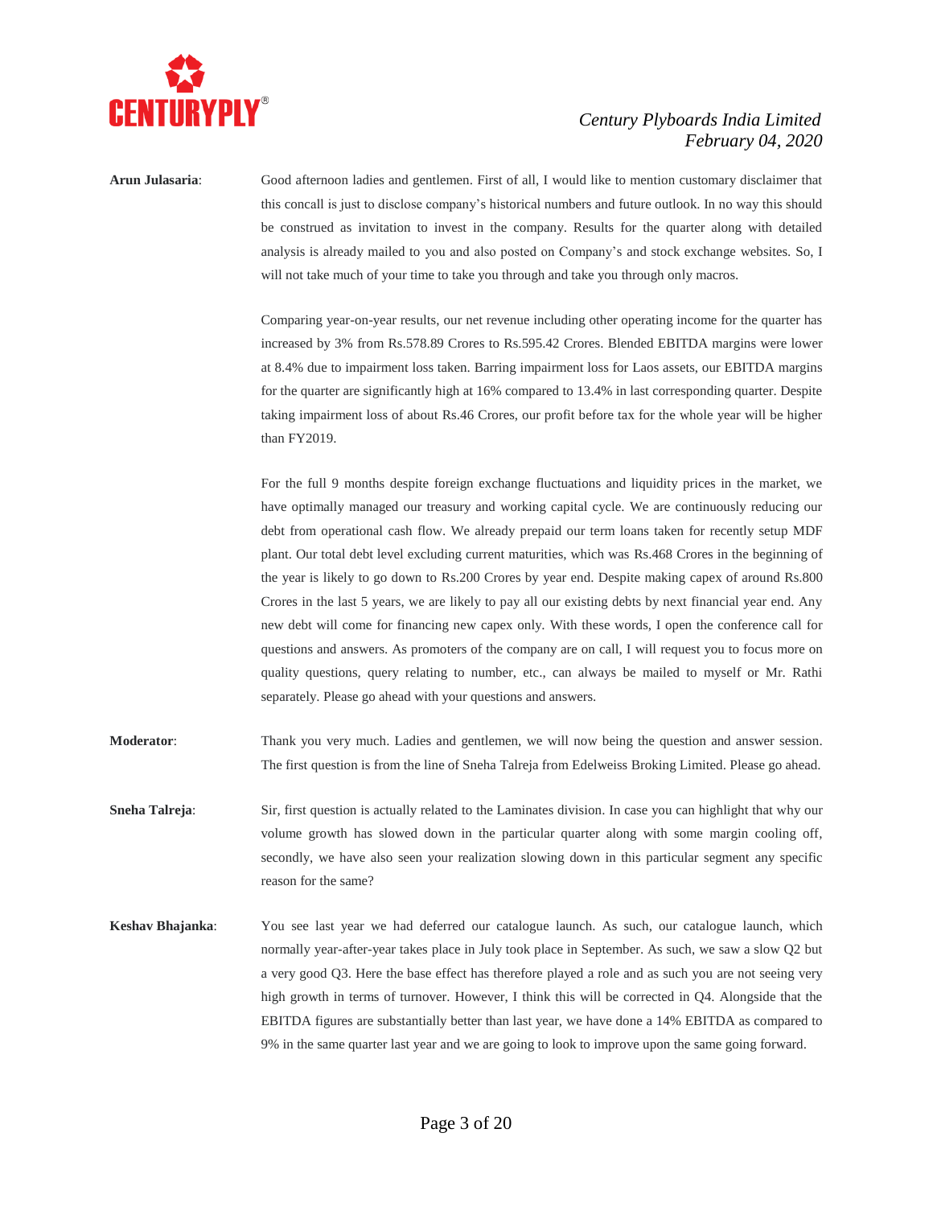**Arun Julasaria**: Good afternoon ladies and gentlemen. First of all, I would like to mention customary disclaimer that this concall is just to disclose company's historical numbers and future outlook. In no way this should be construed as invitation to invest in the company. Results for the quarter along with detailed analysis is already mailed to you and also posted on Company's and stock exchange websites. So, I will not take much of your time to take you through and take you through only macros.

Comparing year-on-year results, our net revenue including other operating income for the quarter has increased by 3% from Rs.578.89 Crores to Rs.595.42 Crores. Blended EBITDA margins were lower at 8.4% due to impairment loss taken. Barring impairment loss for Laos assets, our EBITDA margins for the quarter are significantly high at 16% compared to 13.4% in last corresponding quarter. Despite taking impairment loss of about Rs.46 Crores, our profit before tax for the whole year will be higher than FY2019.

For the full 9 months despite foreign exchange fluctuations and liquidity prices in the market, we have optimally managed our treasury and working capital cycle. We are continuously reducing our debt from operational cash flow. We already prepaid our term loans taken for recently setup MDF plant. Our total debt level excluding current maturities, which was Rs.468 Crores in the beginning of the year is likely to go down to Rs.200 Crores by year end. Despite making capex of around Rs.800 Crores in the last 5 years, we are likely to pay all our existing debts by next financial year end. Any new debt will come for financing new capex only. With these words, I open the conference call for questions and answers. As promoters of the company are on call, I will request you to focus more on quality questions, query relating to number, etc., can always be mailed to myself or Mr. Rathi separately. Please go ahead with your questions and answers.

**Moderator**: Thank you very much. Ladies and gentlemen, we will now being the question and answer session. The first question is from the line of Sneha Talreja from Edelweiss Broking Limited. Please go ahead.

**Sneha Talreja**: Sir, first question is actually related to the Laminates division. In case you can highlight that why our volume growth has slowed down in the particular quarter along with some margin cooling off, secondly, we have also seen your realization slowing down in this particular segment any specific reason for the same?

**Keshav Bhajanka**: You see last year we had deferred our catalogue launch. As such, our catalogue launch, which normally year-after-year takes place in July took place in September. As such, we saw a slow Q2 but a very good Q3. Here the base effect has therefore played a role and as such you are not seeing very high growth in terms of turnover. However, I think this will be corrected in Q4. Alongside that the EBITDA figures are substantially better than last year, we have done a 14% EBITDA as compared to 9% in the same quarter last year and we are going to look to improve upon the same going forward.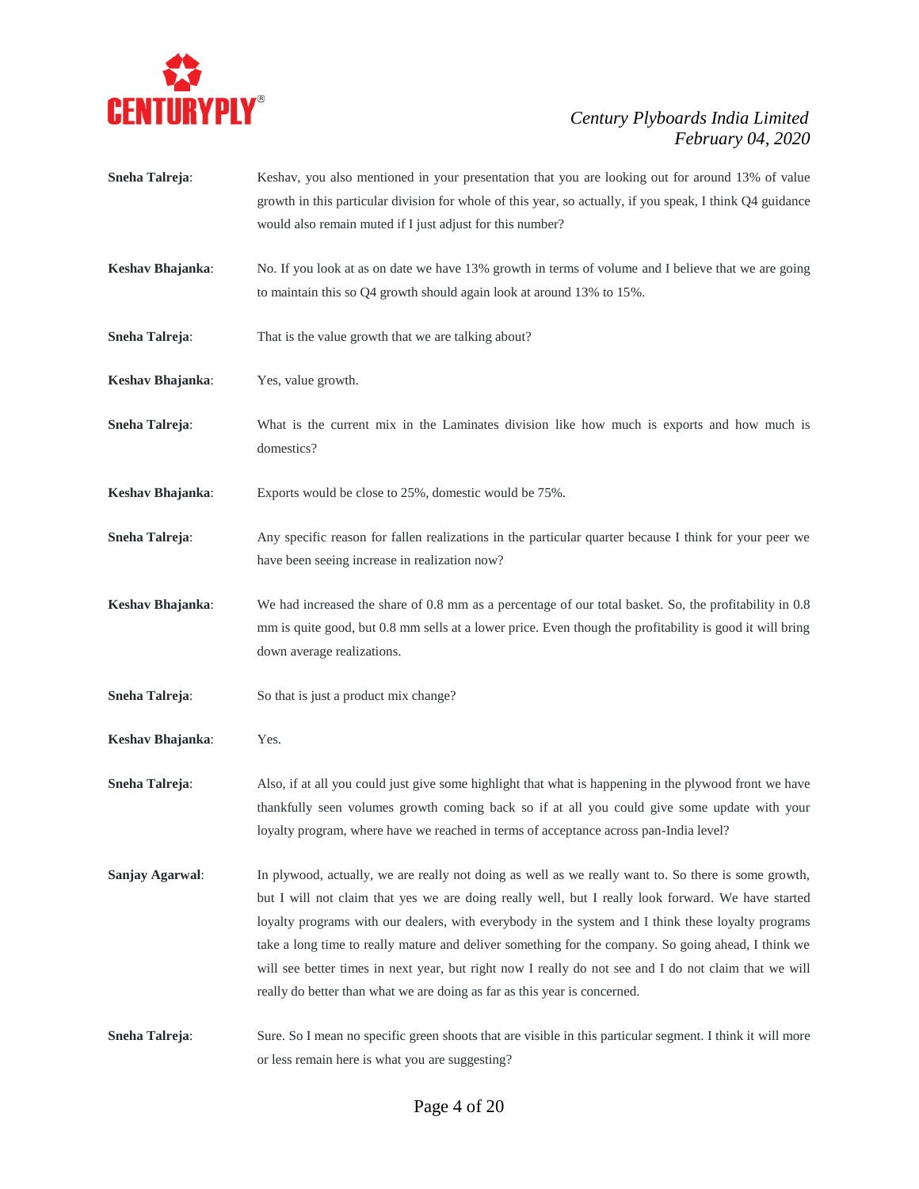**Sneha Talreja**: Keshav, you also mentioned in your presentation that you are looking out for around 13% of value growth in this particular division for whole of this year, so actually, if you speak, I think Q4 guidance would also remain muted if I just adjust for this number?

**Keshav Bhajanka**: No. If you look at as on date we have 13% growth in terms of volume and I believe that we are going to maintain this so Q4 growth should again look at around 13% to 15%.

**Sneha Talreja**: That is the value growth that we are talking about?

**Keshav Bhajanka**: Yes, value growth.

**Sneha Talreja**: What is the current mix in the Laminates division like how much is exports and how much is domestics?

**Keshav Bhajanka**: Exports would be close to 25%, domestic would be 75%.

**Sneha Talreja**: Any specific reason for fallen realizations in the particular quarter because I think for your peer we have been seeing increase in realization now?

**Keshav Bhajanka**: We had increased the share of 0.8 mm as a percentage of our total basket. So, the profitability in 0.8 mm is quite good, but 0.8 mm sells at a lower price. Even though the profitability is good it will bring down average realizations.

**Sneha Talreja**: So that is just a product mix change?

**Keshav Bhajanka**: Yes.

**Sneha Talreja**: Also, if at all you could just give some highlight that what is happening in the plywood front we have thankfully seen volumes growth coming back so if at all you could give some update with your loyalty program, where have we reached in terms of acceptance across pan-India level?

**Sanjay Agarwal**: In plywood, actually, we are really not doing as well as we really want to. So there is some growth, but I will not claim that yes we are doing really well, but I really look forward. We have started loyalty programs with our dealers, with everybody in the system and I think these loyalty programs take a long time to really mature and deliver something for the company. So going ahead, I think we will see better times in next year, but right now I really do not see and I do not claim that we will really do better than what we are doing as far as this year is concerned.

**Sneha Talreja**: Sure. So I mean no specific green shoots that are visible in this particular segment. I think it will more or less remain here is what you are suggesting?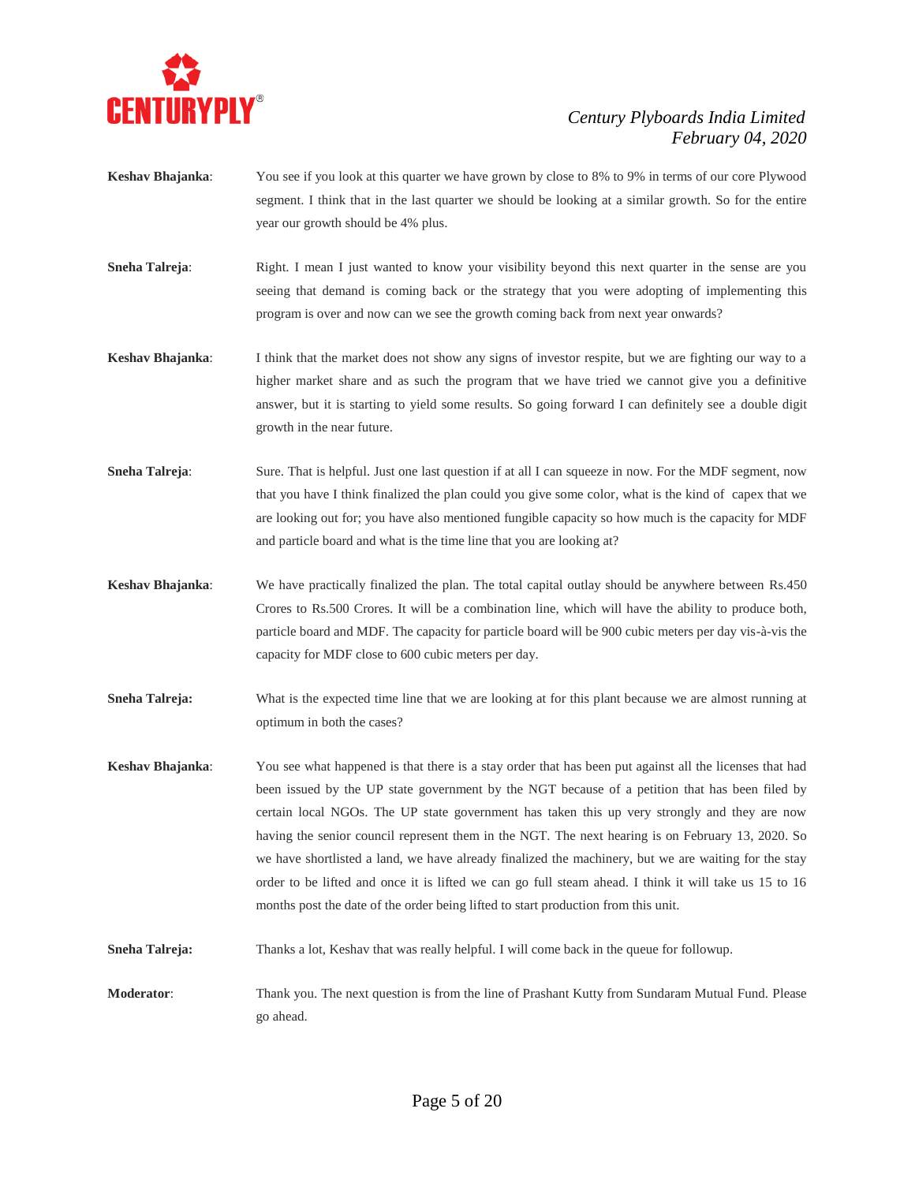**Keshav Bhajanka**: You see if you look at this quarter we have grown by close to 8% to 9% in terms of our core Plywood segment. I think that in the last quarter we should be looking at a similar growth. So for the entire year our growth should be 4% plus.

**Sneha Talreja**: Right. I mean I just wanted to know your visibility beyond this next quarter in the sense are you seeing that demand is coming back or the strategy that you were adopting of implementing this program is over and now can we see the growth coming back from next year onwards?

**Keshav Bhajanka**: I think that the market does not show any signs of investor respite, but we are fighting our way to a higher market share and as such the program that we have tried we cannot give you a definitive answer, but it is starting to yield some results. So going forward I can definitely see a double digit growth in the near future.

**Sneha Talreja**: Sure. That is helpful. Just one last question if at all I can squeeze in now. For the MDF segment, now that you have I think finalized the plan could you give some color, what is the kind of capex that we are looking out for; you have also mentioned fungible capacity so how much is the capacity for MDF and particle board and what is the time line that you are looking at?

**Keshav Bhajanka**: We have practically finalized the plan. The total capital outlay should be anywhere between Rs.450 Crores to Rs.500 Crores. It will be a combination line, which will have the ability to produce both, particle board and MDF. The capacity for particle board will be 900 cubic meters per day vis-à-vis the capacity for MDF close to 600 cubic meters per day.

**Sneha Talreja:** What is the expected time line that we are looking at for this plant because we are almost running at optimum in both the cases?

**Keshav Bhajanka**: You see what happened is that there is a stay order that has been put against all the licenses that had been issued by the UP state government by the NGT because of a petition that has been filed by certain local NGOs. The UP state government has taken this up very strongly and they are now having the senior council represent them in the NGT. The next hearing is on February 13, 2020. So we have shortlisted a land, we have already finalized the machinery, but we are waiting for the stay order to be lifted and once it is lifted we can go full steam ahead. I think it will take us 15 to 16 months post the date of the order being lifted to start production from this unit.

**Sneha Talreja:** Thanks a lot, Keshav that was really helpful. I will come back in the queue for followup.

**Moderator**: Thank you. The next question is from the line of Prashant Kutty from Sundaram Mutual Fund. Please go ahead.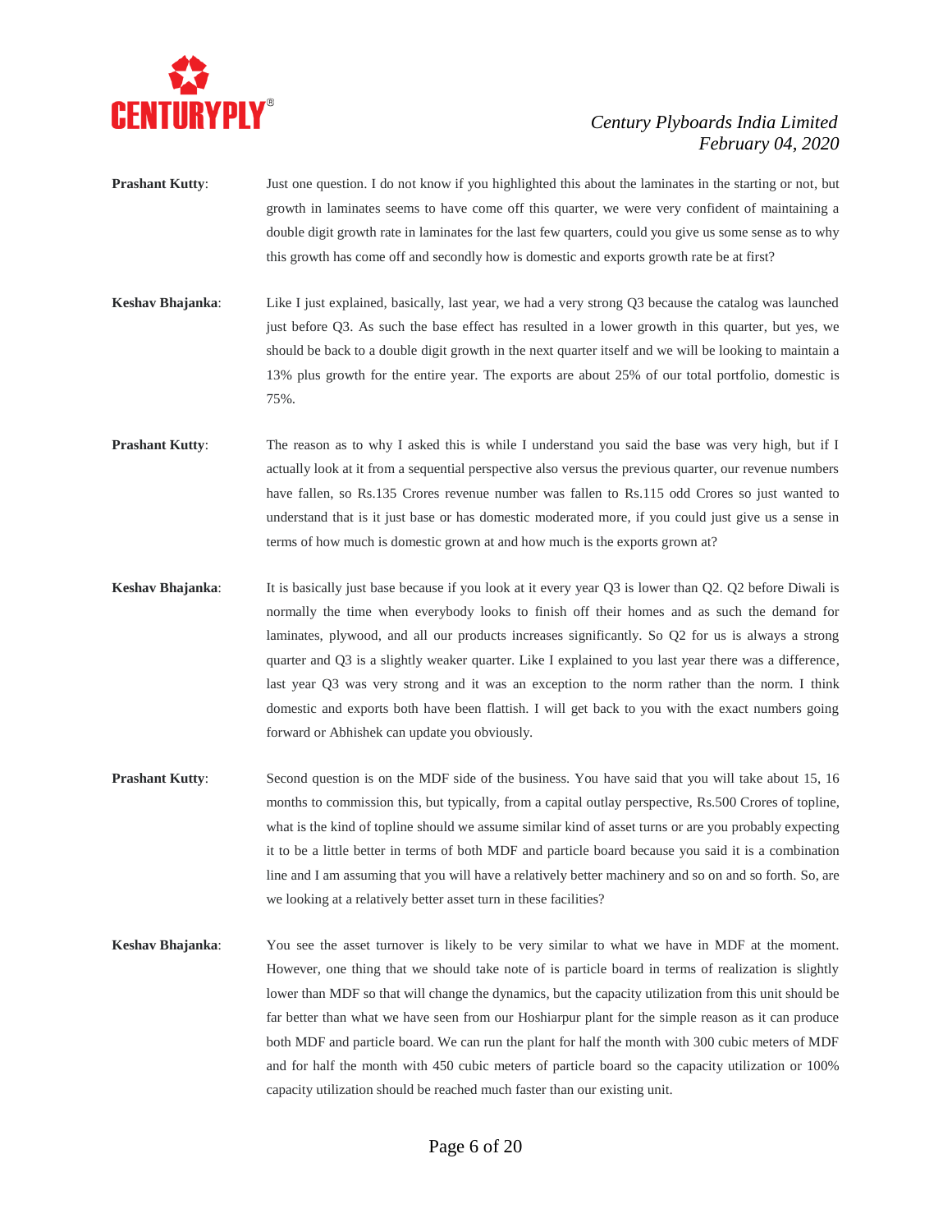**Prashant Kutty**: Just one question. I do not know if you highlighted this about the laminates in the starting or not, but growth in laminates seems to have come off this quarter, we were very confident of maintaining a double digit growth rate in laminates for the last few quarters, could you give us some sense as to why this growth has come off and secondly how is domestic and exports growth rate be at first?

**Keshav Bhajanka**: Like I just explained, basically, last year, we had a very strong Q3 because the catalog was launched just before Q3. As such the base effect has resulted in a lower growth in this quarter, but yes, we should be back to a double digit growth in the next quarter itself and we will be looking to maintain a 13% plus growth for the entire year. The exports are about 25% of our total portfolio, domestic is 75%.

**Prashant Kutty**: The reason as to why I asked this is while I understand you said the base was very high, but if I actually look at it from a sequential perspective also versus the previous quarter, our revenue numbers have fallen, so Rs.135 Crores revenue number was fallen to Rs.115 odd Crores so just wanted to understand that is it just base or has domestic moderated more, if you could just give us a sense in terms of how much is domestic grown at and how much is the exports grown at?

**Keshav Bhajanka**: It is basically just base because if you look at it every year Q3 is lower than Q2. Q2 before Diwali is normally the time when everybody looks to finish off their homes and as such the demand for laminates, plywood, and all our products increases significantly. So Q2 for us is always a strong quarter and Q3 is a slightly weaker quarter. Like I explained to you last year there was a difference, last year Q3 was very strong and it was an exception to the norm rather than the norm. I think domestic and exports both have been flattish. I will get back to you with the exact numbers going forward or Abhishek can update you obviously.

**Prashant Kutty**: Second question is on the MDF side of the business. You have said that you will take about 15, 16 months to commission this, but typically, from a capital outlay perspective, Rs.500 Crores of topline, what is the kind of topline should we assume similar kind of asset turns or are you probably expecting it to be a little better in terms of both MDF and particle board because you said it is a combination line and I am assuming that you will have a relatively better machinery and so on and so forth. So, are we looking at a relatively better asset turn in these facilities?

**Keshav Bhajanka**: You see the asset turnover is likely to be very similar to what we have in MDF at the moment. However, one thing that we should take note of is particle board in terms of realization is slightly lower than MDF so that will change the dynamics, but the capacity utilization from this unit should be far better than what we have seen from our Hoshiarpur plant for the simple reason as it can produce both MDF and particle board. We can run the plant for half the month with 300 cubic meters of MDF and for half the month with 450 cubic meters of particle board so the capacity utilization or 100% capacity utilization should be reached much faster than our existing unit.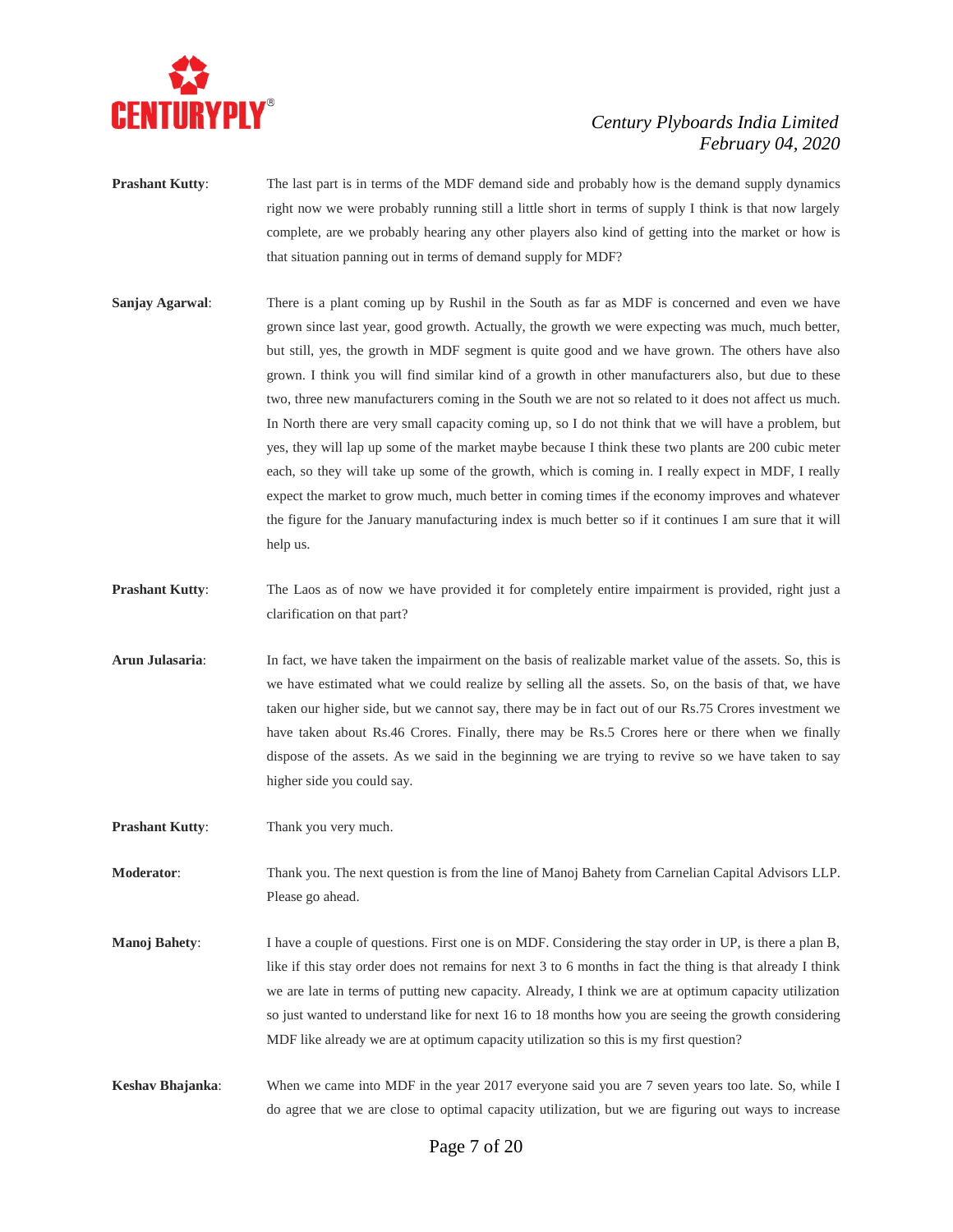**Prashant Kutty**: The last part is in terms of the MDF demand side and probably how is the demand supply dynamics right now we were probably running still a little short in terms of supply I think is that now largely complete, are we probably hearing any other players also kind of getting into the market or how is that situation panning out in terms of demand supply for MDF?

**Sanjay Agarwal**: There is a plant coming up by Rushil in the South as far as MDF is concerned and even we have grown since last year, good growth. Actually, the growth we were expecting was much, much better, but still, yes, the growth in MDF segment is quite good and we have grown. The others have also grown. I think you will find similar kind of a growth in other manufacturers also, but due to these two, three new manufacturers coming in the South we are not so related to it does not affect us much. In North there are very small capacity coming up, so I do not think that we will have a problem, but yes, they will lap up some of the market maybe because I think these two plants are 200 cubic meter each, so they will take up some of the growth, which is coming in. I really expect in MDF, I really expect the market to grow much, much better in coming times if the economy improves and whatever the figure for the January manufacturing index is much better so if it continues I am sure that it will help us.

**Prashant Kutty**: The Laos as of now we have provided it for completely entire impairment is provided, right just a clarification on that part?

**Arun Julasaria**: In fact, we have taken the impairment on the basis of realizable market value of the assets. So, this is we have estimated what we could realize by selling all the assets. So, on the basis of that, we have taken our higher side, but we cannot say, there may be in fact out of our Rs.75 Crores investment we have taken about Rs.46 Crores. Finally, there may be Rs.5 Crores here or there when we finally dispose of the assets. As we said in the beginning we are trying to revive so we have taken to say higher side you could say.

**Prashant Kutty**: Thank you very much.

**Moderator**: Thank you. The next question is from the line of Manoj Bahety from Carnelian Capital Advisors LLP. Please go ahead.

**Manoj Bahety**: I have a couple of questions. First one is on MDF. Considering the stay order in UP, is there a plan B, like if this stay order does not remains for next 3 to 6 months in fact the thing is that already I think we are late in terms of putting new capacity. Already, I think we are at optimum capacity utilization so just wanted to understand like for next 16 to 18 months how you are seeing the growth considering MDF like already we are at optimum capacity utilization so this is my first question?

**Keshav Bhajanka**: When we came into MDF in the year 2017 everyone said you are 7 seven years too late. So, while I do agree that we are close to optimal capacity utilization, but we are figuring out ways to increase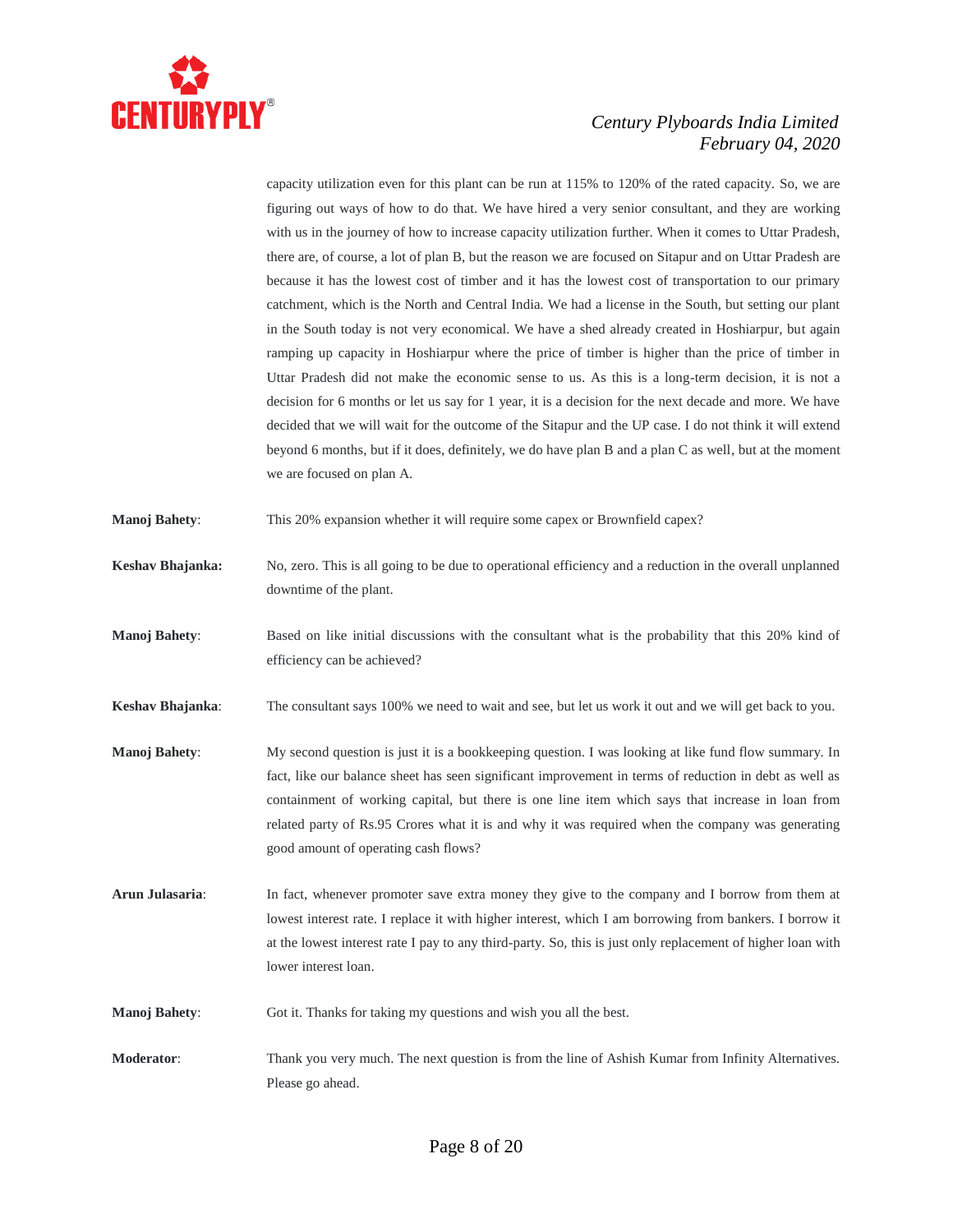capacity utilization even for this plant can be run at 115% to 120% of the rated capacity. So, we are figuring out ways of how to do that. We have hired a very senior consultant, and they are working with us in the journey of how to increase capacity utilization further. When it comes to Uttar Pradesh, there are, of course, a lot of plan B, but the reason we are focused on Sitapur and on Uttar Pradesh are because it has the lowest cost of timber and it has the lowest cost of transportation to our primary catchment, which is the North and Central India. We had a license in the South, but setting our plant in the South today is not very economical. We have a shed already created in Hoshiarpur, but again ramping up capacity in Hoshiarpur where the price of timber is higher than the price of timber in Uttar Pradesh did not make the economic sense to us. As this is a long-term decision, it is not a decision for 6 months or let us say for 1 year, it is a decision for the next decade and more. We have decided that we will wait for the outcome of the Sitapur and the UP case. I do not think it will extend beyond 6 months, but if it does, definitely, we do have plan B and a plan C as well, but at the moment we are focused on plan A.

**Manoj Bahety**: This 20% expansion whether it will require some capex or Brownfield capex?

**Keshav Bhajanka:** No, zero. This is all going to be due to operational efficiency and a reduction in the overall unplanned downtime of the plant.

**Manoj Bahety**: Based on like initial discussions with the consultant what is the probability that this 20% kind of efficiency can be achieved?

**Keshav Bhajanka**: The consultant says 100% we need to wait and see, but let us work it out and we will get back to you.

**Manoj Bahety**: My second question is just it is a bookkeeping question. I was looking at like fund flow summary. In fact, like our balance sheet has seen significant improvement in terms of reduction in debt as well as containment of working capital, but there is one line item which says that increase in loan from related party of Rs.95 Crores what it is and why it was required when the company was generating good amount of operating cash flows?

**Arun Julasaria**: In fact, whenever promoter save extra money they give to the company and I borrow from them at lowest interest rate. I replace it with higher interest, which I am borrowing from bankers. I borrow it at the lowest interest rate I pay to any third-party. So, this is just only replacement of higher loan with lower interest loan.

**Manoj Bahety**: Got it. Thanks for taking my questions and wish you all the best.

**Moderator**: Thank you very much. The next question is from the line of Ashish Kumar from Infinity Alternatives. Please go ahead.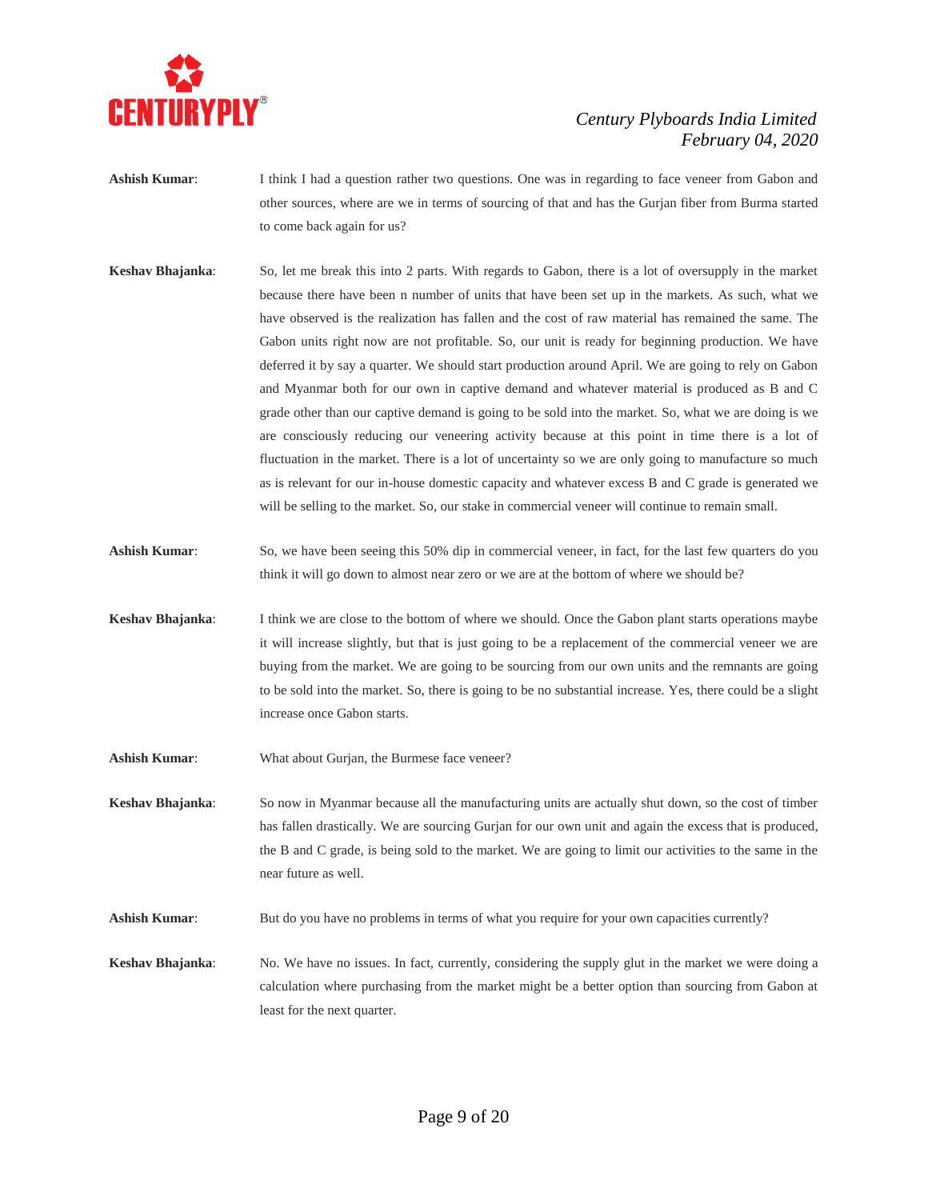**Ashish Kumar**: I think I had a question rather two questions. One was in regarding to face veneer from Gabon and other sources, where are we in terms of sourcing of that and has the Gurjan fiber from Burma started to come back again for us?

**Keshav Bhajanka**: So, let me break this into 2 parts. With regards to Gabon, there is a lot of oversupply in the market because there have been n number of units that have been set up in the markets. As such, what we have observed is the realization has fallen and the cost of raw material has remained the same. The Gabon units right now are not profitable. So, our unit is ready for beginning production. We have deferred it by say a quarter. We should start production around April. We are going to rely on Gabon and Myanmar both for our own in captive demand and whatever material is produced as B and C grade other than our captive demand is going to be sold into the market. So, what we are doing is we are consciously reducing our veneering activity because at this point in time there is a lot of fluctuation in the market. There is a lot of uncertainty so we are only going to manufacture so much as is relevant for our in-house domestic capacity and whatever excess B and C grade is generated we will be selling to the market. So, our stake in commercial veneer will continue to remain small.

**Ashish Kumar**: So, we have been seeing this 50% dip in commercial veneer, in fact, for the last few quarters do you think it will go down to almost near zero or we are at the bottom of where we should be?

**Keshav Bhajanka**: I think we are close to the bottom of where we should. Once the Gabon plant starts operations maybe it will increase slightly, but that is just going to be a replacement of the commercial veneer we are buying from the market. We are going to be sourcing from our own units and the remnants are going to be sold into the market. So, there is going to be no substantial increase. Yes, there could be a slight increase once Gabon starts.

**Ashish Kumar**: What about Gurjan, the Burmese face veneer?

**Keshav Bhajanka**: So now in Myanmar because all the manufacturing units are actually shut down, so the cost of timber has fallen drastically. We are sourcing Gurjan for our own unit and again the excess that is produced, the B and C grade, is being sold to the market. We are going to limit our activities to the same in the near future as well.

**Ashish Kumar**: But do you have no problems in terms of what you require for your own capacities currently?

**Keshav Bhajanka**: No. We have no issues. In fact, currently, considering the supply glut in the market we were doing a calculation where purchasing from the market might be a better option than sourcing from Gabon at least for the next quarter.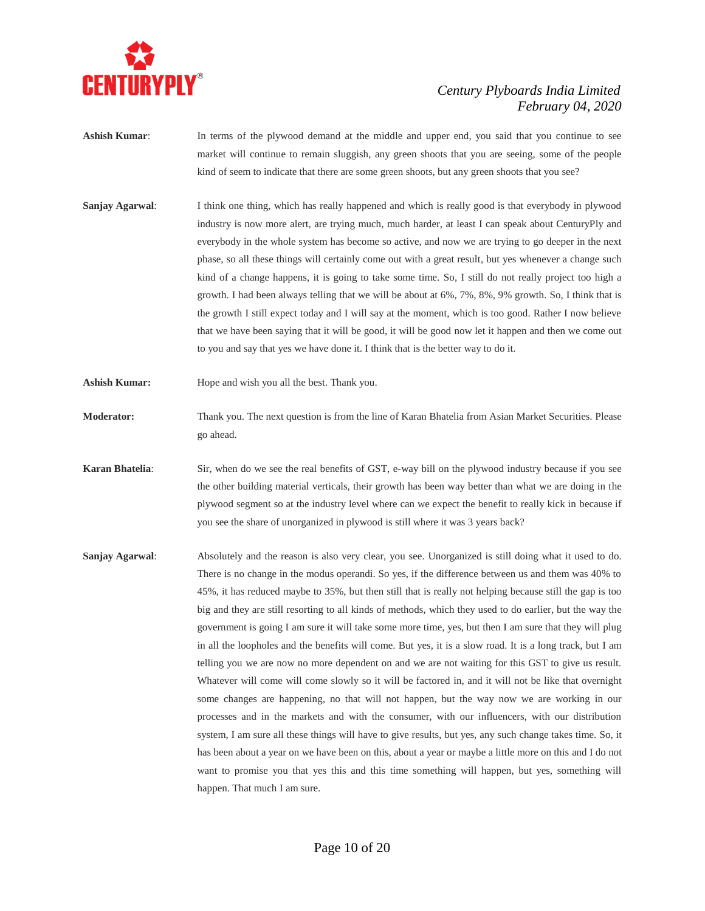**Ashish Kumar**: In terms of the plywood demand at the middle and upper end, you said that you continue to see market will continue to remain sluggish, any green shoots that you are seeing, some of the people kind of seem to indicate that there are some green shoots, but any green shoots that you see?

**Sanjay Agarwal**: I think one thing, which has really happened and which is really good is that everybody in plywood industry is now more alert, are trying much, much harder, at least I can speak about CenturyPly and everybody in the whole system has become so active, and now we are trying to go deeper in the next phase, so all these things will certainly come out with a great result, but yes whenever a change such kind of a change happens, it is going to take some time. So, I still do not really project too high a growth. I had been always telling that we will be about at 6%, 7%, 8%, 9% growth. So, I think that is the growth I still expect today and I will say at the moment, which is too good. Rather I now believe that we have been saying that it will be good, it will be good now let it happen and then we come out to you and say that yes we have done it. I think that is the better way to do it.

**Ashish Kumar:** Hope and wish you all the best. Thank you.

**Moderator:** Thank you. The next question is from the line of Karan Bhatelia from Asian Market Securities. Please go ahead.

**Karan Bhatelia**: Sir, when do we see the real benefits of GST, e-way bill on the plywood industry because if you see the other building material verticals, their growth has been way better than what we are doing in the plywood segment so at the industry level where can we expect the benefit to really kick in because if you see the share of unorganized in plywood is still where it was 3 years back?

**Sanjay Agarwal**: Absolutely and the reason is also very clear, you see. Unorganized is still doing what it used to do. There is no change in the modus operandi. So yes, if the difference between us and them was 40% to 45%, it has reduced maybe to 35%, but then still that is really not helping because still the gap is too big and they are still resorting to all kinds of methods, which they used to do earlier, but the way the government is going I am sure it will take some more time, yes, but then I am sure that they will plug in all the loopholes and the benefits will come. But yes, it is a slow road. It is a long track, but I am telling you we are now no more dependent on and we are not waiting for this GST to give us result. Whatever will come will come slowly so it will be factored in, and it will not be like that overnight some changes are happening, no that will not happen, but the way now we are working in our processes and in the markets and with the consumer, with our influencers, with our distribution system, I am sure all these things will have to give results, but yes, any such change takes time. So, it has been about a year on we have been on this, about a year or maybe a little more on this and I do not want to promise you that yes this and this time something will happen, but yes, something will happen. That much I am sure.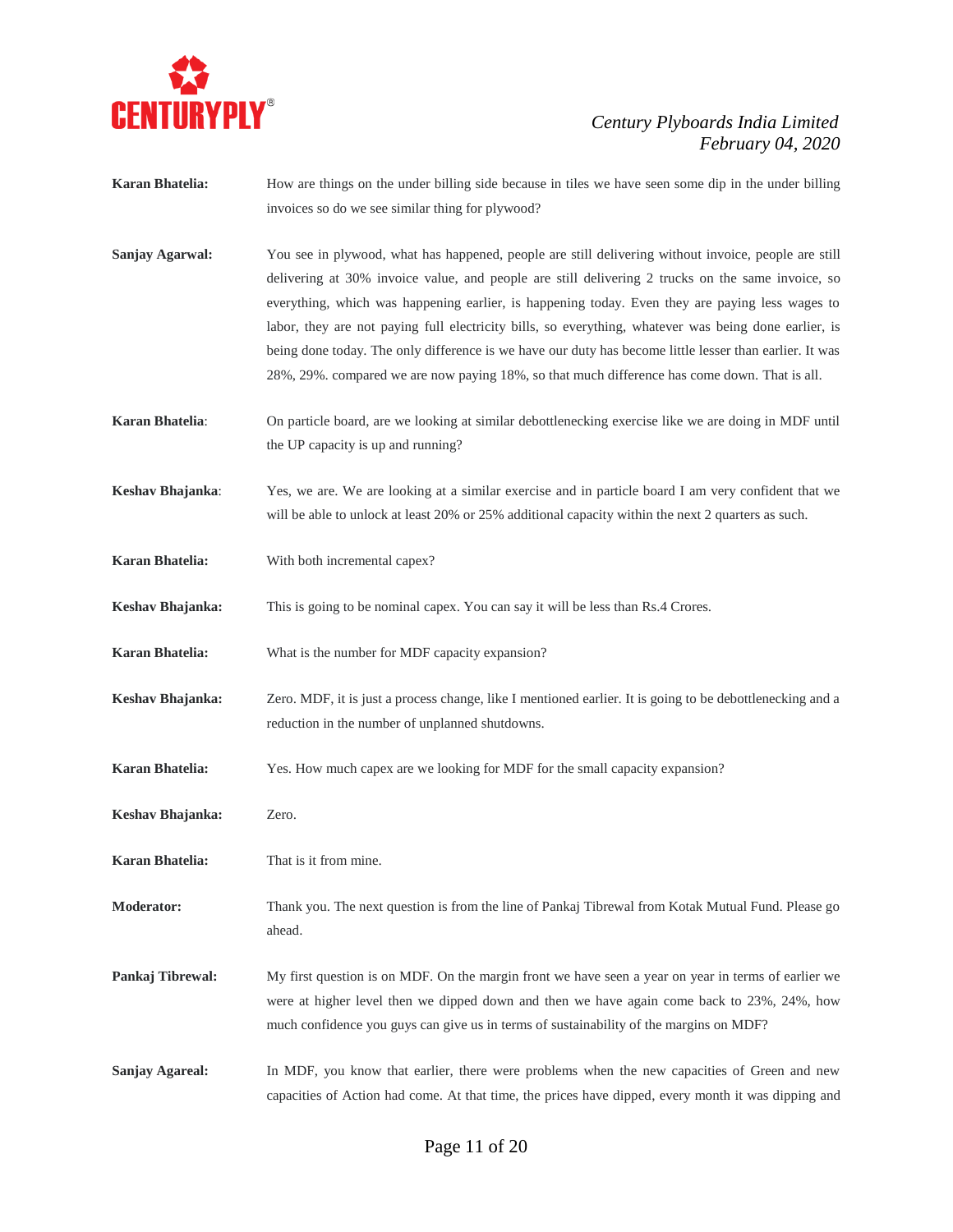**Karan Bhatelia:** How are things on the under billing side because in tiles we have seen some dip in the under billing invoices so do we see similar thing for plywood?

**Sanjay Agarwal:** You see in plywood, what has happened, people are still delivering without invoice, people are still delivering at 30% invoice value, and people are still delivering 2 trucks on the same invoice, so everything, which was happening earlier, is happening today. Even they are paying less wages to labor, they are not paying full electricity bills, so everything, whatever was being done earlier, is being done today. The only difference is we have our duty has become little lesser than earlier. It was 28%, 29%. compared we are now paying 18%, so that much difference has come down. That is all.

**Karan Bhatelia**: On particle board, are we looking at similar debottlenecking exercise like we are doing in MDF until the UP capacity is up and running?

**Keshav Bhajanka**: Yes, we are. We are looking at a similar exercise and in particle board I am very confident that we will be able to unlock at least 20% or 25% additional capacity within the next 2 quarters as such.

**Karan Bhatelia:** With both incremental capex?

**Keshav Bhajanka:** This is going to be nominal capex. You can say it will be less than Rs.4 Crores.

**Karan Bhatelia:** What is the number for MDF capacity expansion?

**Keshav Bhajanka:** Zero. MDF, it is just a process change, like I mentioned earlier. It is going to be debottlenecking and a reduction in the number of unplanned shutdowns.

**Karan Bhatelia:** Yes. How much capex are we looking for MDF for the small capacity expansion?

**Keshav Bhajanka:** Zero.

**Karan Bhatelia:** That is it from mine.

**Moderator:** Thank you. The next question is from the line of Pankaj Tibrewal from Kotak Mutual Fund. Please go ahead.

**Pankaj Tibrewal:** My first question is on MDF. On the margin front we have seen a year on year in terms of earlier we were at higher level then we dipped down and then we have again come back to 23%, 24%, how much confidence you guys can give us in terms of sustainability of the margins on MDF?

**Sanjay Agareal:** In MDF, you know that earlier, there were problems when the new capacities of Green and new capacities of Action had come. At that time, the prices have dipped, every month it was dipping and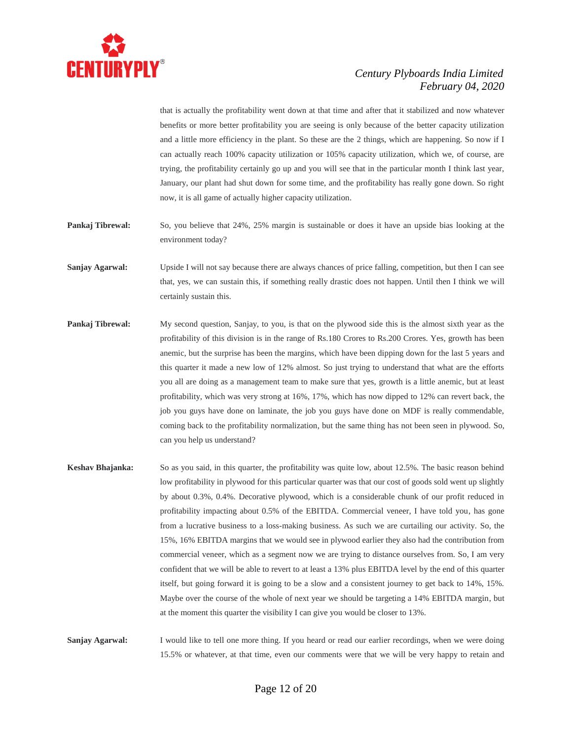that is actually the profitability went down at that time and after that it stabilized and now whatever benefits or more better profitability you are seeing is only because of the better capacity utilization and a little more efficiency in the plant. So these are the 2 things, which are happening. So now if I can actually reach 100% capacity utilization or 105% capacity utilization, which we, of course, are trying, the profitability certainly go up and you will see that in the particular month I think last year, January, our plant had shut down for some time, and the profitability has really gone down. So right now, it is all game of actually higher capacity utilization.

**Pankaj Tibrewal:** So, you believe that 24%, 25% margin is sustainable or does it have an upside bias looking at the environment today?

**Sanjay Agarwal:** Upside I will not say because there are always chances of price falling, competition, but then I can see that, yes, we can sustain this, if something really drastic does not happen. Until then I think we will certainly sustain this.

**Pankaj Tibrewal:** My second question, Sanjay, to you, is that on the plywood side this is the almost sixth year as the profitability of this division is in the range of Rs.180 Crores to Rs.200 Crores. Yes, growth has been anemic, but the surprise has been the margins, which have been dipping down for the last 5 years and this quarter it made a new low of 12% almost. So just trying to understand that what are the efforts you all are doing as a management team to make sure that yes, growth is a little anemic, but at least profitability, which was very strong at 16%, 17%, which has now dipped to 12% can revert back, the job you guys have done on laminate, the job you guys have done on MDF is really commendable, coming back to the profitability normalization, but the same thing has not been seen in plywood. So, can you help us understand?

**Keshav Bhajanka:** So as you said, in this quarter, the profitability was quite low, about 12.5%. The basic reason behind low profitability in plywood for this particular quarter was that our cost of goods sold went up slightly by about 0.3%, 0.4%. Decorative plywood, which is a considerable chunk of our profit reduced in profitability impacting about 0.5% of the EBITDA. Commercial veneer, I have told you, has gone from a lucrative business to a loss-making business. As such we are curtailing our activity. So, the 15%, 16% EBITDA margins that we would see in plywood earlier they also had the contribution from commercial veneer, which as a segment now we are trying to distance ourselves from. So, I am very confident that we will be able to revert to at least a 13% plus EBITDA level by the end of this quarter itself, but going forward it is going to be a slow and a consistent journey to get back to 14%, 15%. Maybe over the course of the whole of next year we should be targeting a 14% EBITDA margin, but at the moment this quarter the visibility I can give you would be closer to 13%.

**Sanjay Agarwal:** I would like to tell one more thing. If you heard or read our earlier recordings, when we were doing 15.5% or whatever, at that time, even our comments were that we will be very happy to retain and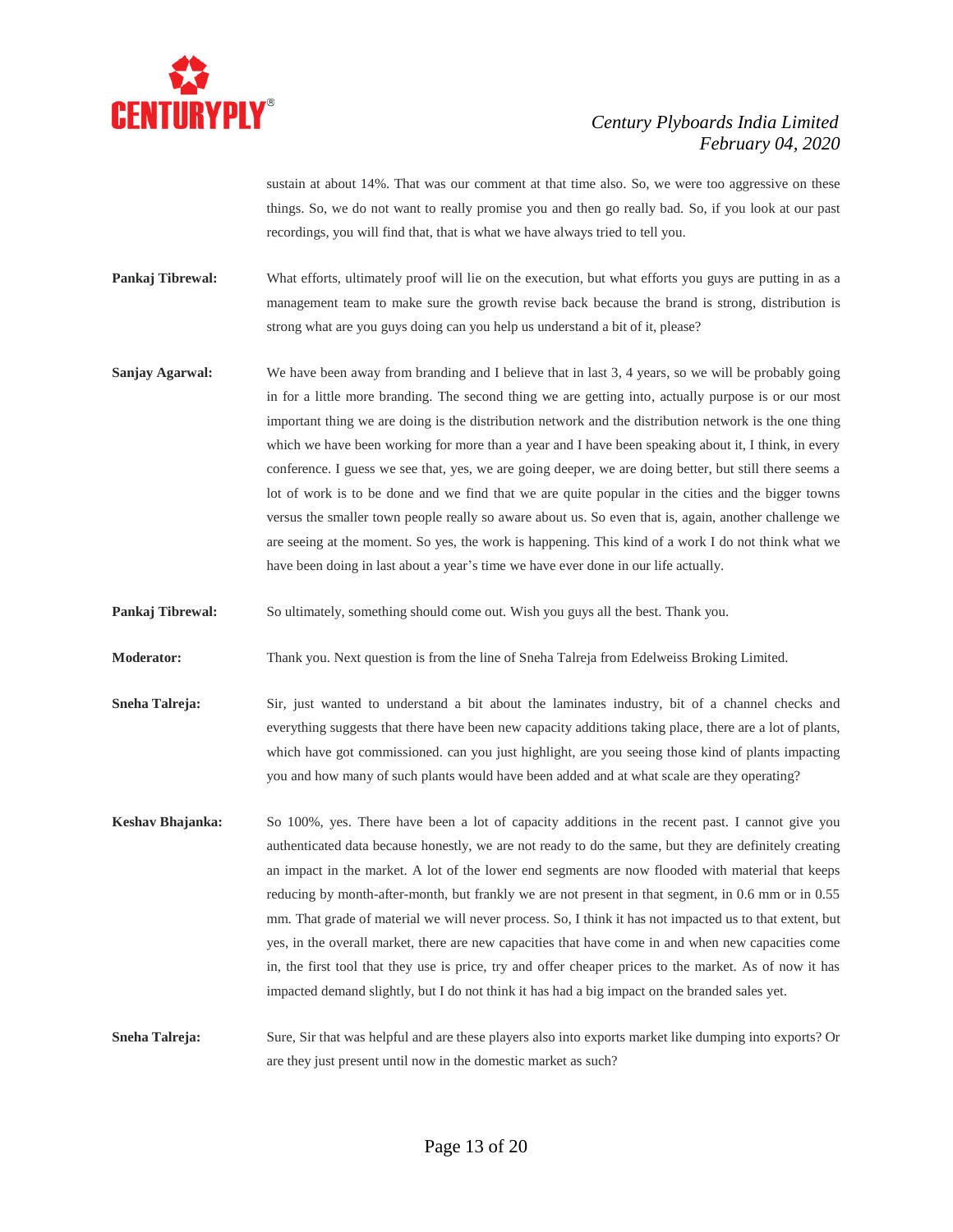sustain at about 14%. That was our comment at that time also. So, we were too aggressive on these things. So, we do not want to really promise you and then go really bad. So, if you look at our past recordings, you will find that, that is what we have always tried to tell you.

**Pankaj Tibrewal:** What efforts, ultimately proof will lie on the execution, but what efforts you guys are putting in as a management team to make sure the growth revise back because the brand is strong, distribution is strong what are you guys doing can you help us understand a bit of it, please?

**Sanjay Agarwal:** We have been away from branding and I believe that in last 3, 4 years, so we will be probably going in for a little more branding. The second thing we are getting into, actually purpose is or our most important thing we are doing is the distribution network and the distribution network is the one thing which we have been working for more than a year and I have been speaking about it, I think, in every conference. I guess we see that, yes, we are going deeper, we are doing better, but still there seems a lot of work is to be done and we find that we are quite popular in the cities and the bigger towns versus the smaller town people really so aware about us. So even that is, again, another challenge we are seeing at the moment. So yes, the work is happening. This kind of a work I do not think what we have been doing in last about a year's time we have ever done in our life actually.

**Pankaj Tibrewal:** So ultimately, something should come out. Wish you guys all the best. Thank you.

**Moderator:** Thank you. Next question is from the line of Sneha Talreja from Edelweiss Broking Limited.

**Sneha Talreja:** Sir, just wanted to understand a bit about the laminates industry, bit of a channel checks and everything suggests that there have been new capacity additions taking place, there are a lot of plants, which have got commissioned. can you just highlight, are you seeing those kind of plants impacting you and how many of such plants would have been added and at what scale are they operating?

**Keshav Bhajanka:** So 100%, yes. There have been a lot of capacity additions in the recent past. I cannot give you authenticated data because honestly, we are not ready to do the same, but they are definitely creating an impact in the market. A lot of the lower end segments are now flooded with material that keeps reducing by month-after-month, but frankly we are not present in that segment, in 0.6 mm or in 0.55 mm. That grade of material we will never process. So, I think it has not impacted us to that extent, but yes, in the overall market, there are new capacities that have come in and when new capacities come in, the first tool that they use is price, try and offer cheaper prices to the market. As of now it has impacted demand slightly, but I do not think it has had a big impact on the branded sales yet.

**Sneha Talreja:** Sure, Sir that was helpful and are these players also into exports market like dumping into exports? Or are they just present until now in the domestic market as such?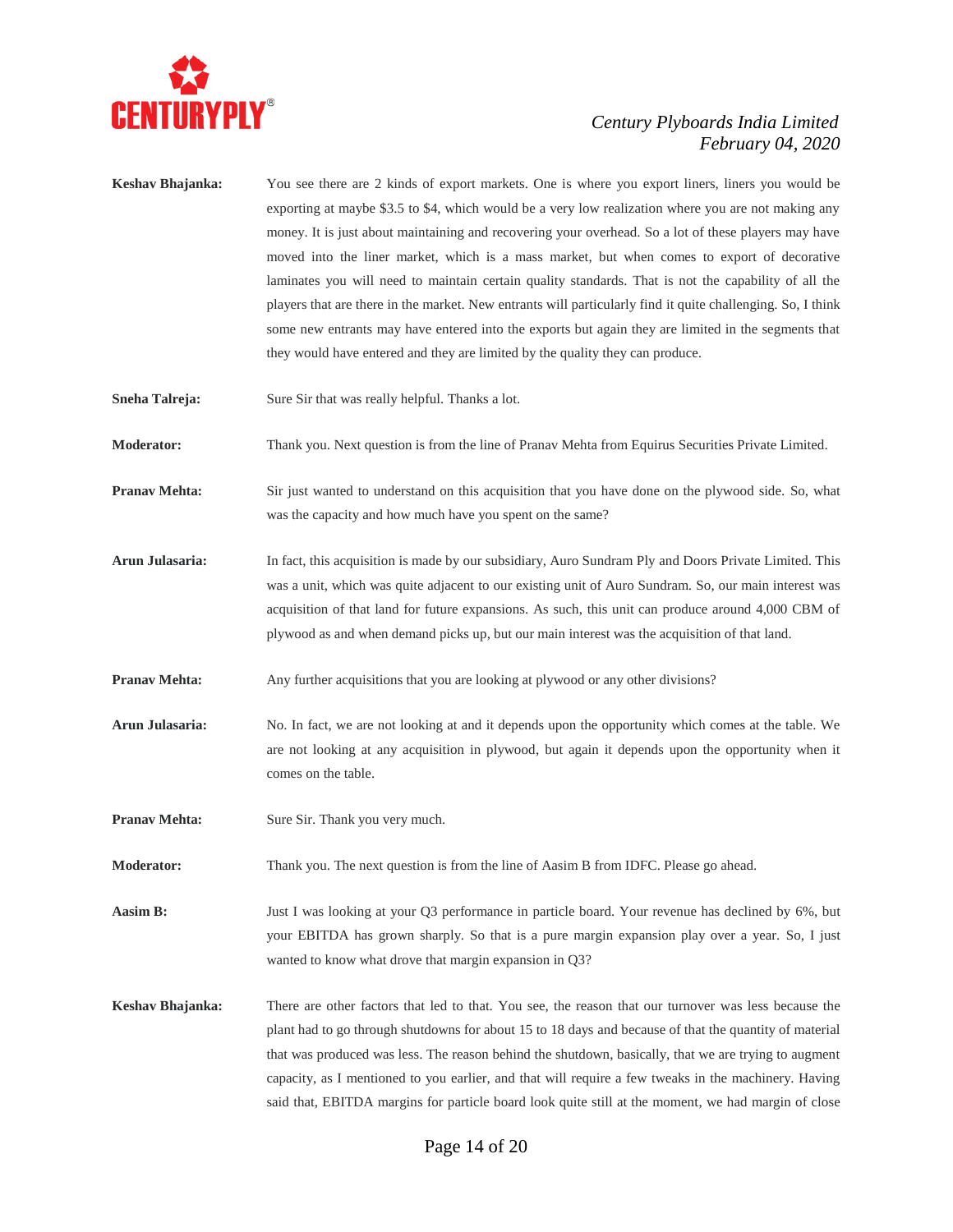**Keshav Bhajanka:** You see there are 2 kinds of export markets. One is where you export liners, liners you would be exporting at maybe $3.5 to $4, which would be a very low realization where you are not making any money. It is just about maintaining and recovering your overhead. So a lot of these players may have moved into the liner market, which is a mass market, but when comes to export of decorative laminates you will need to maintain certain quality standards. That is not the capability of all the players that are there in the market. New entrants will particularly find it quite challenging. So, I think some new entrants may have entered into the exports but again they are limited in the segments that they would have entered and they are limited by the quality they can produce.

**Sneha Talreja:** Sure Sir that was really helpful. Thanks a lot.

**Moderator:** Thank you. Next question is from the line of Pranav Mehta from Equirus Securities Private Limited.

**Pranav Mehta:** Sir just wanted to understand on this acquisition that you have done on the plywood side. So, what was the capacity and how much have you spent on the same?

**Arun Julasaria:** In fact, this acquisition is made by our subsidiary, Auro Sundram Ply and Doors Private Limited. This was a unit, which was quite adjacent to our existing unit of Auro Sundram. So, our main interest was acquisition of that land for future expansions. As such, this unit can produce around 4,000 CBM of plywood as and when demand picks up, but our main interest was the acquisition of that land.

**Pranav Mehta:** Any further acquisitions that you are looking at plywood or any other divisions?

**Arun Julasaria:** No. In fact, we are not looking at and it depends upon the opportunity which comes at the table. We are not looking at any acquisition in plywood, but again it depends upon the opportunity when it comes on the table.

**Pranav Mehta:** Sure Sir. Thank you very much.

**Moderator:** Thank you. The next question is from the line of Aasim B from IDFC. Please go ahead.

**Aasim B:** Just I was looking at your Q3 performance in particle board. Your revenue has declined by 6%, but your EBITDA has grown sharply. So that is a pure margin expansion play over a year. So, I just wanted to know what drove that margin expansion in Q3?

**Keshav Bhajanka:** There are other factors that led to that. You see, the reason that our turnover was less because the plant had to go through shutdowns for about 15 to 18 days and because of that the quantity of material that was produced was less. The reason behind the shutdown, basically, that we are trying to augment capacity, as I mentioned to you earlier, and that will require a few tweaks in the machinery. Having said that, EBITDA margins for particle board look quite still at the moment, we had margin of close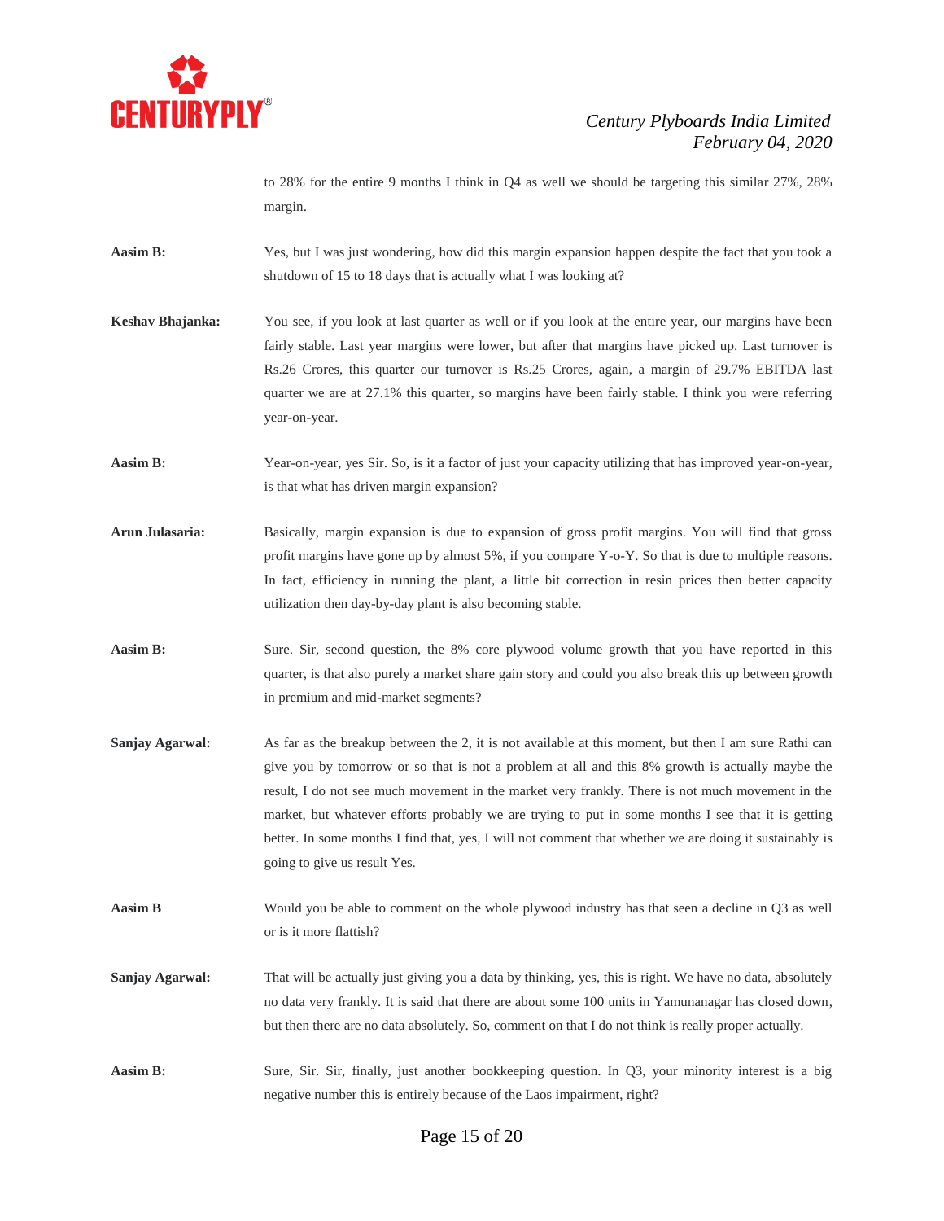to 28% for the entire 9 months I think in Q4 as well we should be targeting this similar 27%, 28% margin.

**Aasim B:** Yes, but I was just wondering, how did this margin expansion happen despite the fact that you took a shutdown of 15 to 18 days that is actually what I was looking at?

**Keshav Bhajanka:** You see, if you look at last quarter as well or if you look at the entire year, our margins have been fairly stable. Last year margins were lower, but after that margins have picked up. Last turnover is Rs.26 Crores, this quarter our turnover is Rs.25 Crores, again, a margin of 29.7% EBITDA last quarter we are at 27.1% this quarter, so margins have been fairly stable. I think you were referring year-on-year.

**Aasim B:** Year-on-year, yes Sir. So, is it a factor of just your capacity utilizing that has improved year-on-year, is that what has driven margin expansion?

**Arun Julasaria:** Basically, margin expansion is due to expansion of gross profit margins. You will find that gross profit margins have gone up by almost 5%, if you compare Y-o-Y. So that is due to multiple reasons. In fact, efficiency in running the plant, a little bit correction in resin prices then better capacity utilization then day-by-day plant is also becoming stable.

**Aasim B:** Sure. Sir, second question, the 8% core plywood volume growth that you have reported in this quarter, is that also purely a market share gain story and could you also break this up between growth in premium and mid-market segments?

**Sanjay Agarwal:** As far as the breakup between the 2, it is not available at this moment, but then I am sure Rathi can give you by tomorrow or so that is not a problem at all and this 8% growth is actually maybe the result, I do not see much movement in the market very frankly. There is not much movement in the market, but whatever efforts probably we are trying to put in some months I see that it is getting better. In some months I find that, yes, I will not comment that whether we are doing it sustainably is going to give us result Yes.

**Aasim B** Would you be able to comment on the whole plywood industry has that seen a decline in Q3 as well or is it more flattish?

**Sanjay Agarwal:** That will be actually just giving you a data by thinking, yes, this is right. We have no data, absolutely no data very frankly. It is said that there are about some 100 units in Yamunanagar has closed down, but then there are no data absolutely. So, comment on that I do not think is really proper actually.

**Aasim B:** Sure, Sir. Sir, finally, just another bookkeeping question. In Q3, your minority interest is a big negative number this is entirely because of the Laos impairment, right?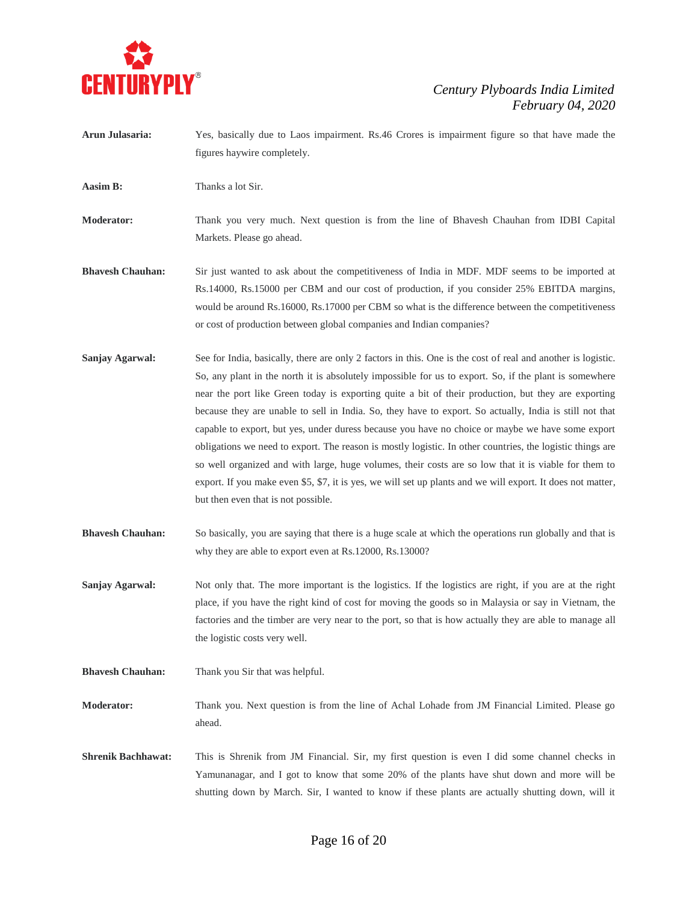**Arun Julasaria:** Yes, basically due to Laos impairment. Rs.46 Crores is impairment figure so that have made the figures haywire completely.

**Aasim B:** Thanks a lot Sir.

**Moderator:** Thank you very much. Next question is from the line of Bhavesh Chauhan from IDBI Capital Markets. Please go ahead.

**Bhavesh Chauhan:** Sir just wanted to ask about the competitiveness of India in MDF. MDF seems to be imported at Rs.14000, Rs.15000 per CBM and our cost of production, if you consider 25% EBITDA margins, would be around Rs.16000, Rs.17000 per CBM so what is the difference between the competitiveness or cost of production between global companies and Indian companies?

**Sanjay Agarwal:** See for India, basically, there are only 2 factors in this. One is the cost of real and another is logistic. So, any plant in the north it is absolutely impossible for us to export. So, if the plant is somewhere near the port like Green today is exporting quite a bit of their production, but they are exporting because they are unable to sell in India. So, they have to export. So actually, India is still not that capable to export, but yes, under duress because you have no choice or maybe we have some export obligations we need to export. The reason is mostly logistic. In other countries, the logistic things are so well organized and with large, huge volumes, their costs are so low that it is viable for them to export. If you make even $5, $7, it is yes, we will set up plants and we will export. It does not matter, but then even that is not possible.

**Bhavesh Chauhan:** So basically, you are saying that there is a huge scale at which the operations run globally and that is why they are able to export even at Rs.12000, Rs.13000?

**Sanjay Agarwal:** Not only that. The more important is the logistics. If the logistics are right, if you are at the right place, if you have the right kind of cost for moving the goods so in Malaysia or say in Vietnam, the factories and the timber are very near to the port, so that is how actually they are able to manage all the logistic costs very well.

**Bhavesh Chauhan:** Thank you Sir that was helpful.

**Moderator:** Thank you. Next question is from the line of Achal Lohade from JM Financial Limited. Please go ahead.

**Shrenik Bachhawat:** This is Shrenik from JM Financial. Sir, my first question is even I did some channel checks in Yamunanagar, and I got to know that some 20% of the plants have shut down and more will be shutting down by March. Sir, I wanted to know if these plants are actually shutting down, will it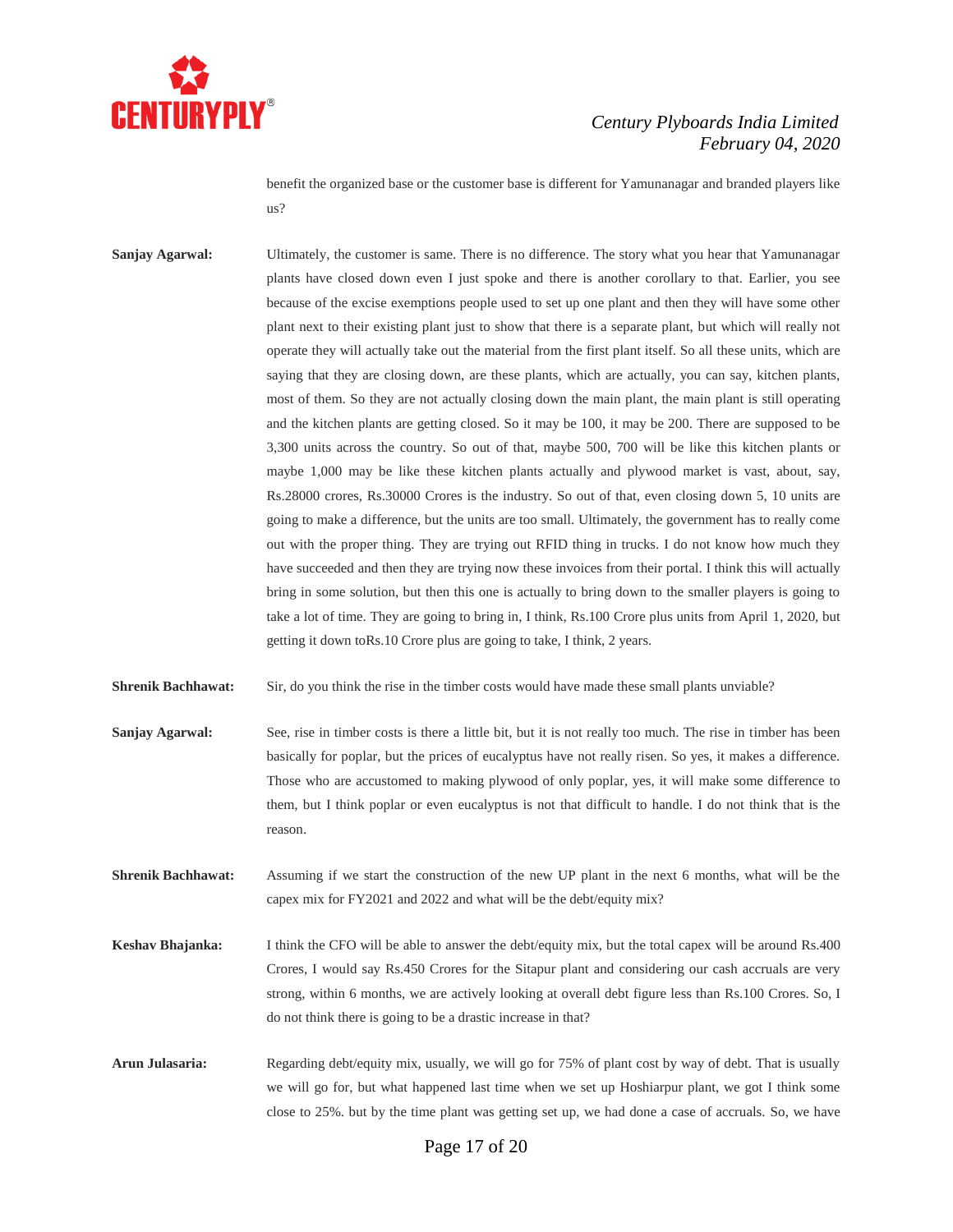benefit the organized base or the customer base is different for Yamunanagar and branded players like us?

**Sanjay Agarwal:** Ultimately, the customer is same. There is no difference. The story what you hear that Yamunanagar plants have closed down even I just spoke and there is another corollary to that. Earlier, you see because of the excise exemptions people used to set up one plant and then they will have some other plant next to their existing plant just to show that there is a separate plant, but which will really not operate they will actually take out the material from the first plant itself. So all these units, which are saying that they are closing down, are these plants, which are actually, you can say, kitchen plants, most of them. So they are not actually closing down the main plant, the main plant is still operating and the kitchen plants are getting closed. So it may be 100, it may be 200. There are supposed to be 3,300 units across the country. So out of that, maybe 500, 700 will be like this kitchen plants or maybe 1,000 may be like these kitchen plants actually and plywood market is vast, about, say, Rs.28000 crores, Rs.30000 Crores is the industry. So out of that, even closing down 5, 10 units are going to make a difference, but the units are too small. Ultimately, the government has to really come out with the proper thing. They are trying out RFID thing in trucks. I do not know how much they have succeeded and then they are trying now these invoices from their portal. I think this will actually bring in some solution, but then this one is actually to bring down to the smaller players is going to take a lot of time. They are going to bring in, I think, Rs.100 Crore plus units from April 1, 2020, but getting it down toRs.10 Crore plus are going to take, I think, 2 years.

**Shrenik Bachhawat:** Sir, do you think the rise in the timber costs would have made these small plants unviable?

**Sanjay Agarwal:** See, rise in timber costs is there a little bit, but it is not really too much. The rise in timber has been basically for poplar, but the prices of eucalyptus have not really risen. So yes, it makes a difference. Those who are accustomed to making plywood of only poplar, yes, it will make some difference to them, but I think poplar or even eucalyptus is not that difficult to handle. I do not think that is the reason.

**Shrenik Bachhawat:** Assuming if we start the construction of the new UP plant in the next 6 months, what will be the capex mix for FY2021 and 2022 and what will be the debt/equity mix?

**Keshav Bhajanka:** I think the CFO will be able to answer the debt/equity mix, but the total capex will be around Rs.400 Crores, I would say Rs.450 Crores for the Sitapur plant and considering our cash accruals are very strong, within 6 months, we are actively looking at overall debt figure less than Rs.100 Crores. So, I do not think there is going to be a drastic increase in that?

**Arun Julasaria:** Regarding debt/equity mix, usually, we will go for 75% of plant cost by way of debt. That is usually we will go for, but what happened last time when we set up Hoshiarpur plant, we got I think some close to 25%. but by the time plant was getting set up, we had done a case of accruals. So, we have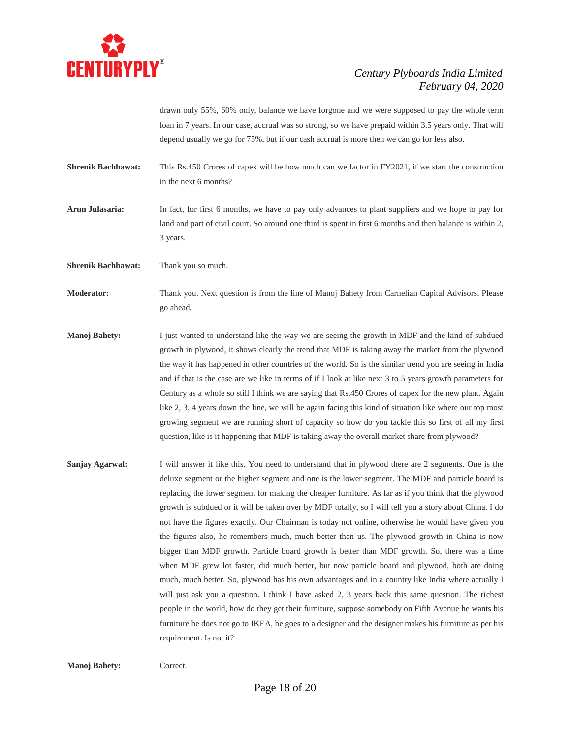drawn only 55%, 60% only, balance we have forgone and we were supposed to pay the whole term loan in 7 years. In our case, accrual was so strong, so we have prepaid within 3.5 years only. That will depend usually we go for 75%, but if our cash accrual is more then we can go for less also.

**Shrenik Bachhawat:** This Rs.450 Crores of capex will be how much can we factor in FY2021, if we start the construction in the next 6 months?

**Arun Julasaria:** In fact, for first 6 months, we have to pay only advances to plant suppliers and we hope to pay for land and part of civil court. So around one third is spent in first 6 months and then balance is within 2, 3 years.

**Shrenik Bachhawat:** Thank you so much.

**Moderator:** Thank you. Next question is from the line of Manoj Bahety from Carnelian Capital Advisors. Please go ahead.

**Manoj Bahety:** I just wanted to understand like the way we are seeing the growth in MDF and the kind of subdued growth in plywood, it shows clearly the trend that MDF is taking away the market from the plywood the way it has happened in other countries of the world. So is the similar trend you are seeing in India and if that is the case are we like in terms of if I look at like next 3 to 5 years growth parameters for Century as a whole so still I think we are saying that Rs.450 Crores of capex for the new plant. Again like 2, 3, 4 years down the line, we will be again facing this kind of situation like where our top most growing segment we are running short of capacity so how do you tackle this so first of all my first question, like is it happening that MDF is taking away the overall market share from plywood?

**Sanjay Agarwal:** I will answer it like this. You need to understand that in plywood there are 2 segments. One is the deluxe segment or the higher segment and one is the lower segment. The MDF and particle board is replacing the lower segment for making the cheaper furniture. As far as if you think that the plywood growth is subdued or it will be taken over by MDF totally, so I will tell you a story about China. I do not have the figures exactly. Our Chairman is today not online, otherwise he would have given you the figures also, he remembers much, much better than us. The plywood growth in China is now bigger than MDF growth. Particle board growth is better than MDF growth. So, there was a time when MDF grew lot faster, did much better, but now particle board and plywood, both are doing much, much better. So, plywood has his own advantages and in a country like India where actually I will just ask you a question. I think I have asked 2, 3 years back this same question. The richest people in the world, how do they get their furniture, suppose somebody on Fifth Avenue he wants his furniture he does not go to IKEA, he goes to a designer and the designer makes his furniture as per his requirement. Is not it?

**Manoj Bahety:** Correct.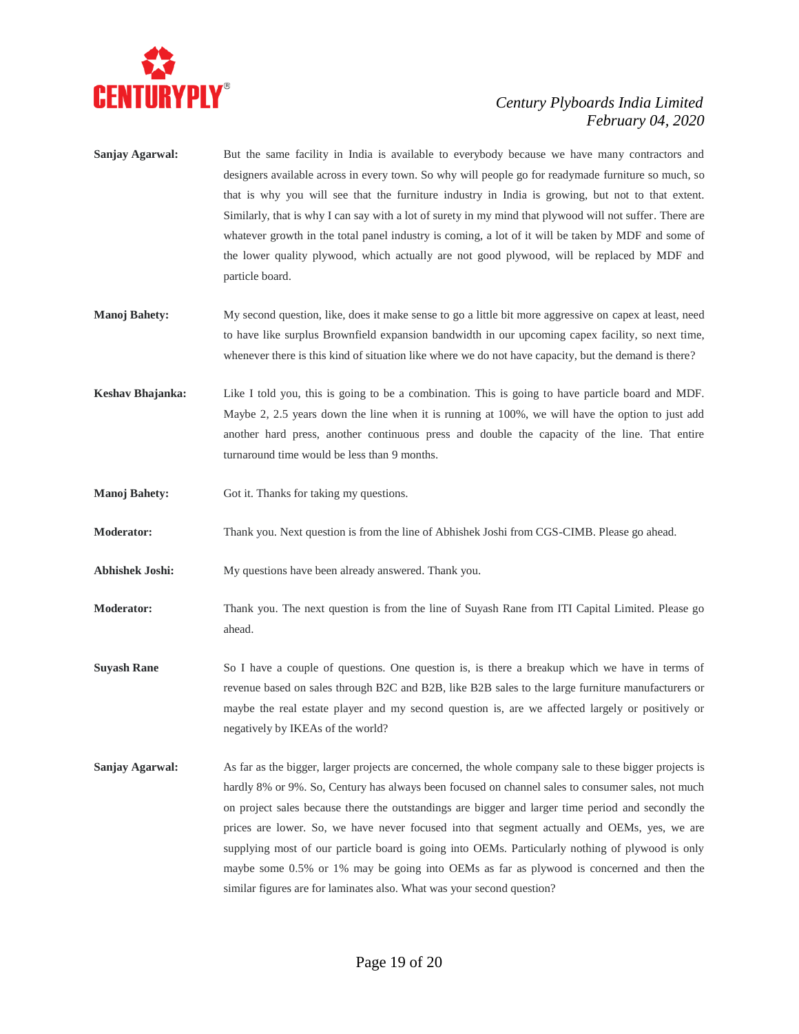**Sanjay Agarwal:** But the same facility in India is available to everybody because we have many contractors and designers available across in every town. So why will people go for readymade furniture so much, so that is why you will see that the furniture industry in India is growing, but not to that extent. Similarly, that is why I can say with a lot of surety in my mind that plywood will not suffer. There are whatever growth in the total panel industry is coming, a lot of it will be taken by MDF and some of the lower quality plywood, which actually are not good plywood, will be replaced by MDF and particle board.

**Manoj Bahety:** My second question, like, does it make sense to go a little bit more aggressive on capex at least, need to have like surplus Brownfield expansion bandwidth in our upcoming capex facility, so next time, whenever there is this kind of situation like where we do not have capacity, but the demand is there?

**Keshav Bhajanka:** Like I told you, this is going to be a combination. This is going to have particle board and MDF. Maybe 2, 2.5 years down the line when it is running at 100%, we will have the option to just add another hard press, another continuous press and double the capacity of the line. That entire turnaround time would be less than 9 months.

**Manoj Bahety:** Got it. Thanks for taking my questions.

**Moderator:** Thank you. Next question is from the line of Abhishek Joshi from CGS-CIMB. Please go ahead.

**Abhishek Joshi:** My questions have been already answered. Thank you.

**Moderator:** Thank you. The next question is from the line of Suyash Rane from ITI Capital Limited. Please go ahead.

**Suyash Rane** So I have a couple of questions. One question is, is there a breakup which we have in terms of revenue based on sales through B2C and B2B, like B2B sales to the large furniture manufacturers or maybe the real estate player and my second question is, are we affected largely or positively or negatively by IKEAs of the world?

**Sanjay Agarwal:** As far as the bigger, larger projects are concerned, the whole company sale to these bigger projects is hardly 8% or 9%. So, Century has always been focused on channel sales to consumer sales, not much on project sales because there the outstandings are bigger and larger time period and secondly the prices are lower. So, we have never focused into that segment actually and OEMs, yes, we are supplying most of our particle board is going into OEMs. Particularly nothing of plywood is only maybe some 0.5% or 1% may be going into OEMs as far as plywood is concerned and then the similar figures are for laminates also. What was your second question?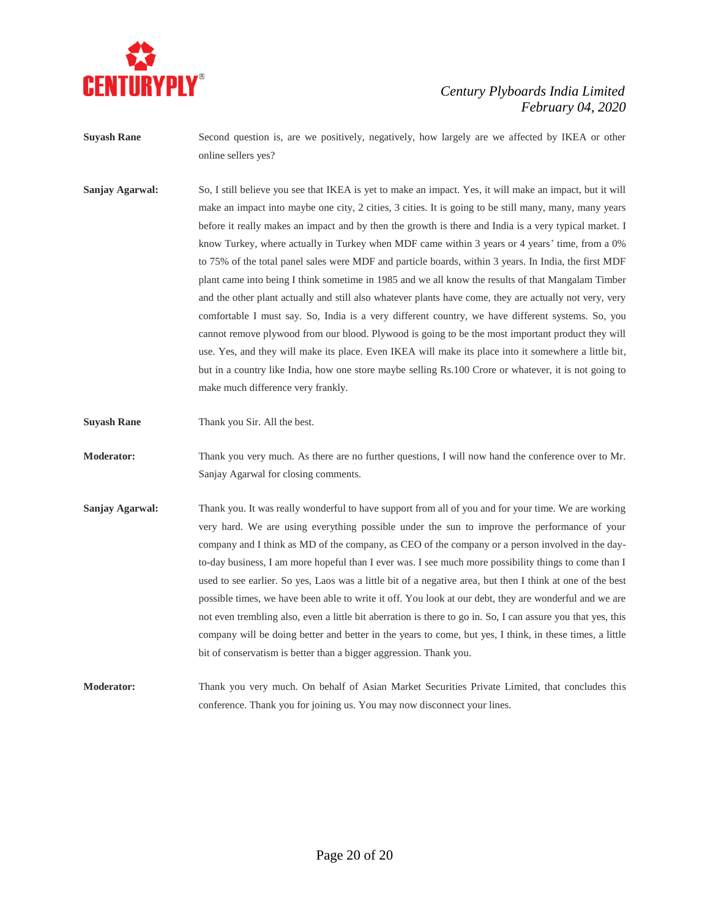**Suyash Rane** Second question is, are we positively, negatively, how largely are we affected by IKEA or other online sellers yes?

**Sanjay Agarwal:** So, I still believe you see that IKEA is yet to make an impact. Yes, it will make an impact, but it will make an impact into maybe one city, 2 cities, 3 cities. It is going to be still many, many, many years before it really makes an impact and by then the growth is there and India is a very typical market. I know Turkey, where actually in Turkey when MDF came within 3 years or 4 years' time, from a 0% to 75% of the total panel sales were MDF and particle boards, within 3 years. In India, the first MDF plant came into being I think sometime in 1985 and we all know the results of that Mangalam Timber and the other plant actually and still also whatever plants have come, they are actually not very, very comfortable I must say. So, India is a very different country, we have different systems. So, you cannot remove plywood from our blood. Plywood is going to be the most important product they will use. Yes, and they will make its place. Even IKEA will make its place into it somewhere a little bit, but in a country like India, how one store maybe selling Rs.100 Crore or whatever, it is not going to make much difference very frankly.

**Suyash Rane** Thank you Sir. All the best.

**Moderator:** Thank you very much. As there are no further questions, I will now hand the conference over to Mr. Sanjay Agarwal for closing comments.

**Sanjay Agarwal:** Thank you. It was really wonderful to have support from all of you and for your time. We are working very hard. We are using everything possible under the sun to improve the performance of your company and I think as MD of the company, as CEO of the company or a person involved in the day-to-day business, I am more hopeful than I ever was. I see much more possibility things to come than I used to see earlier. So yes, Laos was a little bit of a negative area, but then I think at one of the best possible times, we have been able to write it off. You look at our debt, they are wonderful and we are not even trembling also, even a little bit aberration is there to go in. So, I can assure you that yes, this company will be doing better and better in the years to come, but yes, I think, in these times, a little bit of conservatism is better than a bigger aggression. Thank you.

**Moderator:** Thank you very much. On behalf of Asian Market Securities Private Limited, that concludes this conference. Thank you for joining us. You may now disconnect your lines.